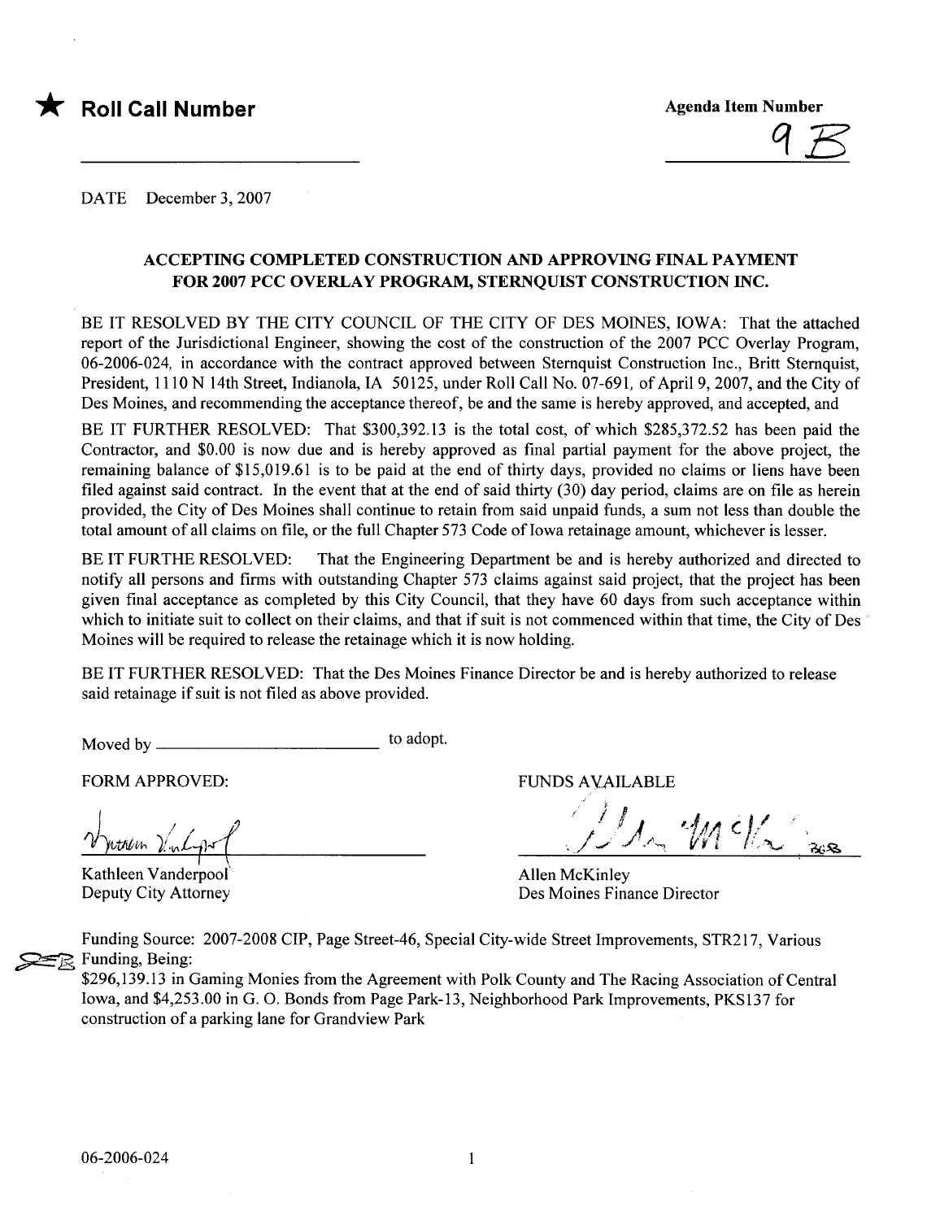★ **Roll Call Number**

**Agenda Item Number**

9B

DATE December 3, 2007

**ACCEPTING COMPLETED CONSTRUCTION AND APPROVING FINAL PAYMENT FOR 2007 PCC OVERLAY PROGRAM, STERNQUIST CONSTRUCTION INC.**

BE IT RESOLVED BY THE CITY COUNCIL OF THE CITY OF DES MOINES, IOWA: That the attached report of the Jurisdictional Engineer, showing the cost of the construction of the 2007 PCC Overlay Program, 06-2006-024, in accordance with the contract approved between Sternquist Construction Inc., Britt Sternquist, President, 1110 N 14th Street, Indianola, IA 50125, under Roll Call No. 07-691, of April 9, 2007, and the City of Des Moines, and recommending the acceptance thereof, be and the same is hereby approved, and accepted, and

BE IT FURTHER RESOLVED: That $300,392.13 is the total cost, of which $285,372.52 has been paid the Contractor, and $0.00 is now due and is hereby approved as final partial payment for the above project, the remaining balance of $15,019.61 is to be paid at the end of thirty days, provided no claims or liens have been filed against said contract. In the event that at the end of said thirty (30) day period, claims are on file as herein provided, the City of Des Moines shall continue to retain from said unpaid funds, a sum not less than double the total amount of all claims on file, or the full Chapter 573 Code of Iowa retainage amount, whichever is lesser.

BE IT FURTHE RESOLVED: That the Engineering Department be and is hereby authorized and directed to notify all persons and firms with outstanding Chapter 573 claims against said project, that the project has been given final acceptance as completed by this City Council, that they have 60 days from such acceptance within which to initiate suit to collect on their claims, and that if suit is not commenced within that time, the City of Des Moines will be required to release the retainage which it is now holding.

BE IT FURTHER RESOLVED: That the Des Moines Finance Director be and is hereby authorized to release said retainage if suit is not filed as above provided.

Moved by ______________________ to adopt.

FORM APPROVED:

Kathleen Vanderpool
Deputy City Attorney

FUNDS AVAILABLE

Allen McKinley
Des Moines Finance Director

Funding Source: 2007-2008 CIP, Page Street-46, Special City-wide Street Improvements, STR217, Various Funding, Being:
$296,139.13 in Gaming Monies from the Agreement with Polk County and The Racing Association of Central Iowa, and $4,253.00 in G. O. Bonds from Page Park-13, Neighborhood Park Improvements, PKS137 for construction of a parking lane for Grandview Park

06-2006-024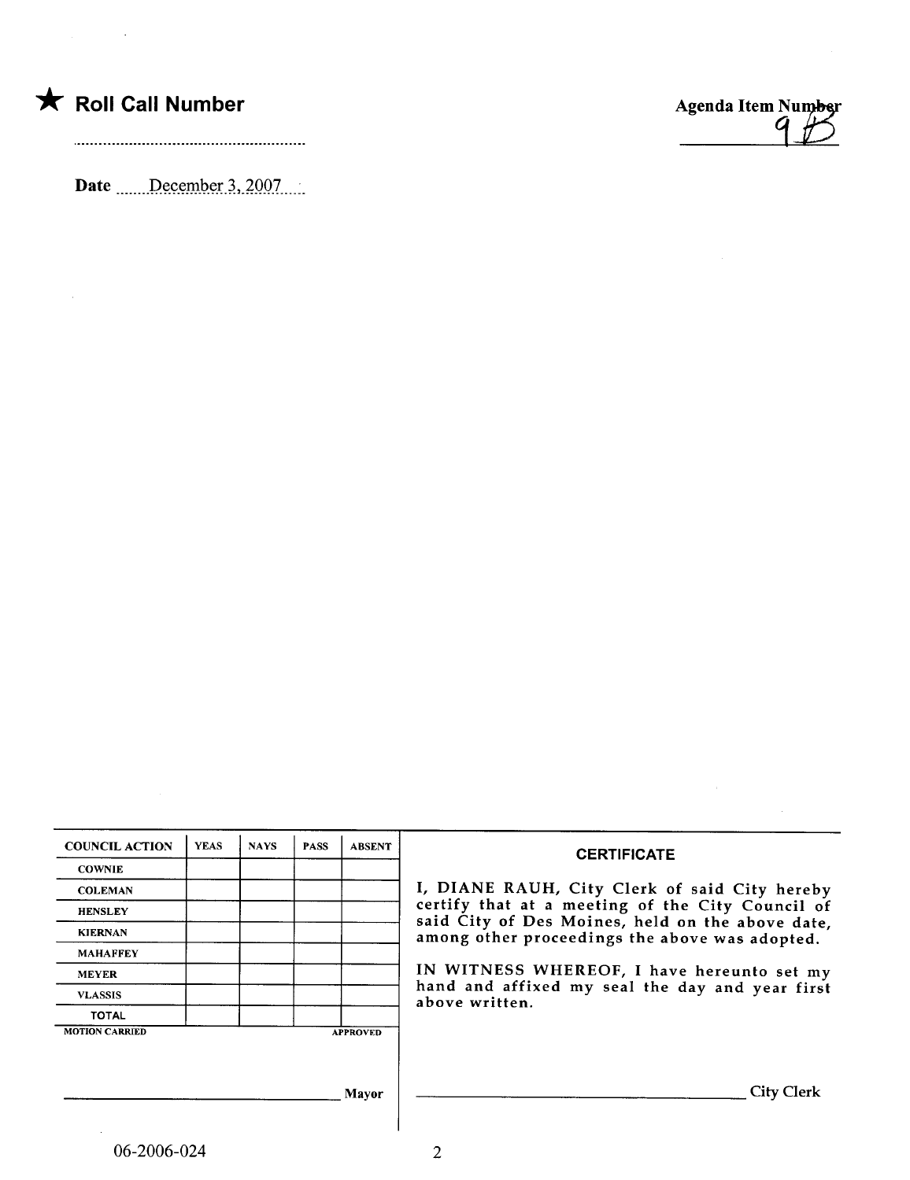★ **Roll Call Number**

..........................................................

**Date** December 3, 2007

**Agenda Item Number**

9B

| COUNCIL ACTION | YEAS | NAYS | PASS | ABSENT |
|---|---|---|---|---|
| COWNIE | | | | |
| COLEMAN | | | | |
| HENSLEY | | | | |
| KIERNAN | | | | |
| MAHAFFEY | | | | |
| MEYER | | | | |
| VLASSIS | | | | |
| TOTAL | | | | |

MOTION CARRIED APPROVED

_______________________________ Mayor

**CERTIFICATE**

I, DIANE RAUH, City Clerk of said City hereby certify that at a meeting of the City Council of said City of Des Moines, held on the above date, among other proceedings the above was adopted.

IN WITNESS WHEREOF, I have hereunto set my hand and affixed my seal the day and year first above written.

_______________________________ City Clerk

06-2006-024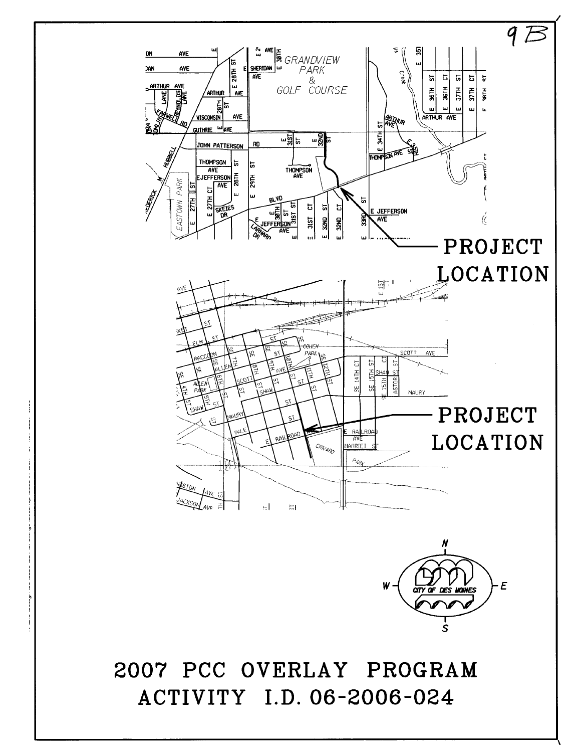9B

PROJECT LOCATION

PROJECT LOCATION

N

W E

CITY OF DES MOINES

S

# 2007 PCC OVERLAY PROGRAM

# ACTIVITY I.D. 06-2006-024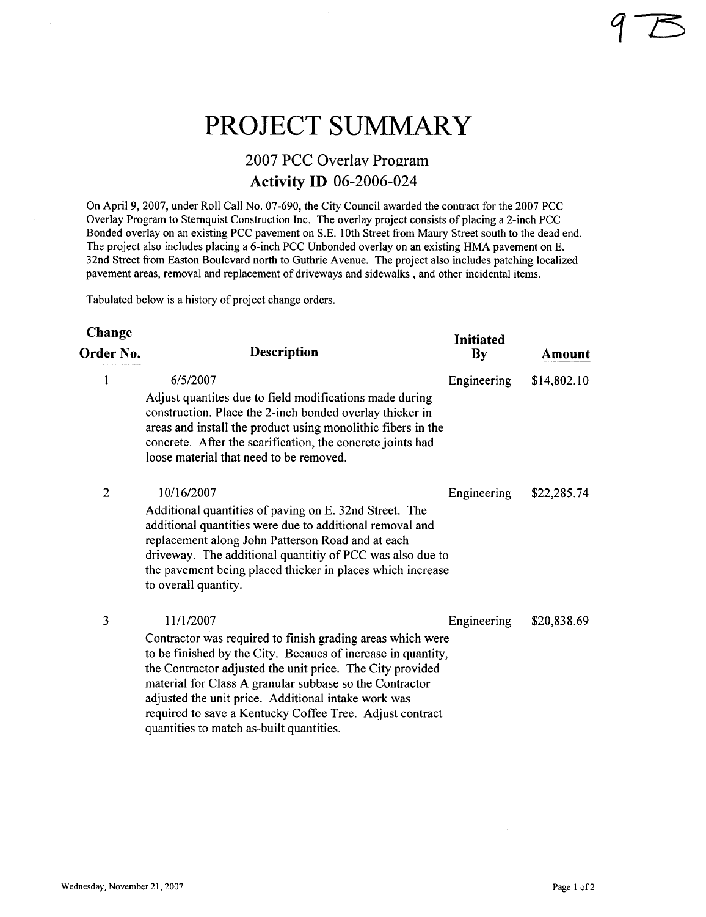9B

# PROJECT SUMMARY

## 2007 PCC Overlay Program

## Activity ID 06-2006-024

On April 9, 2007, under Roll Call No. 07-690, the City Council awarded the contract for the 2007 PCC Overlay Program to Sternquist Construction Inc. The overlay project consists of placing a 2-inch PCC Bonded overlay on an existing PCC pavement on S.E. 10th Street from Maury Street south to the dead end. The project also includes placing a 6-inch PCC Unbonded overlay on an existing HMA pavement on E. 32nd Street from Easton Boulevard north to Guthrie Avenue. The project also includes patching localized pavement areas, removal and replacement of driveways and sidewalks , and other incidental items.

Tabulated below is a history of project change orders.

| Change Order No. | Description | Initiated By | Amount |
|---|---|---|---|
| 1 | 6/5/2007<br>Adjust quantites due to field modifications made during construction. Place the 2-inch bonded overlay thicker in areas and install the product using monolithic fibers in the concrete. After the scarification, the concrete joints had loose material that need to be removed. | Engineering | $14,802.10 |
| 2 | 10/16/2007<br>Additional quantities of paving on E. 32nd Street. The additional quantities were due to additional removal and replacement along John Patterson Road and at each driveway. The additional quantitiy of PCC was also due to the pavement being placed thicker in places which increase to overall quantity. | Engineering | $22,285.74 |
| 3 | 11/1/2007<br>Contractor was required to finish grading areas which were to be finished by the City. Becaues of increase in quantity, the Contractor adjusted the unit price. The City provided material for Class A granular subbase so the Contractor adjusted the unit price. Additional intake work was required to save a Kentucky Coffee Tree. Adjust contract quantities to match as-built quantities. | Engineering | $20,838.69 |

Wednesday, November 21, 2007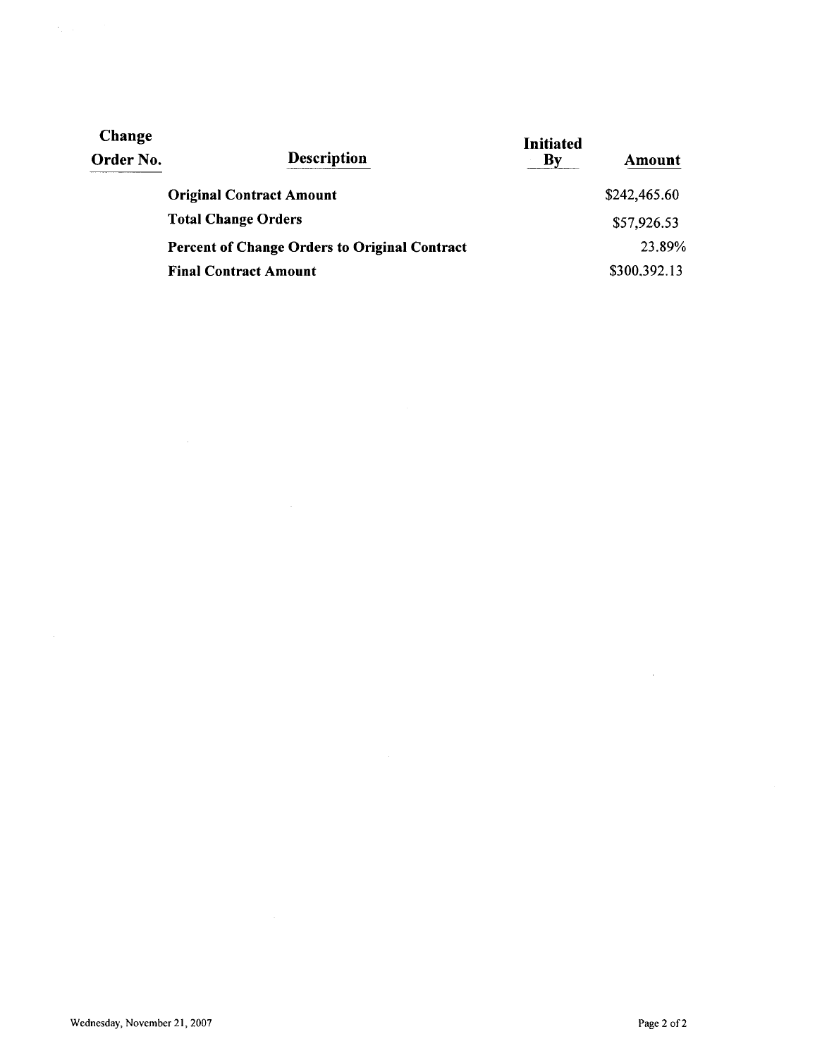| Change Order No. | Description | Initiated By | Amount |
|---|---|---|---|
| | **Original Contract Amount** | | $242,465.60 |
| | **Total Change Orders** | | $57,926.53 |
| | **Percent of Change Orders to Original Contract** | | 23.89% |
| | **Final Contract Amount** | | $300.392.13 |

Wednesday, November 21, 2007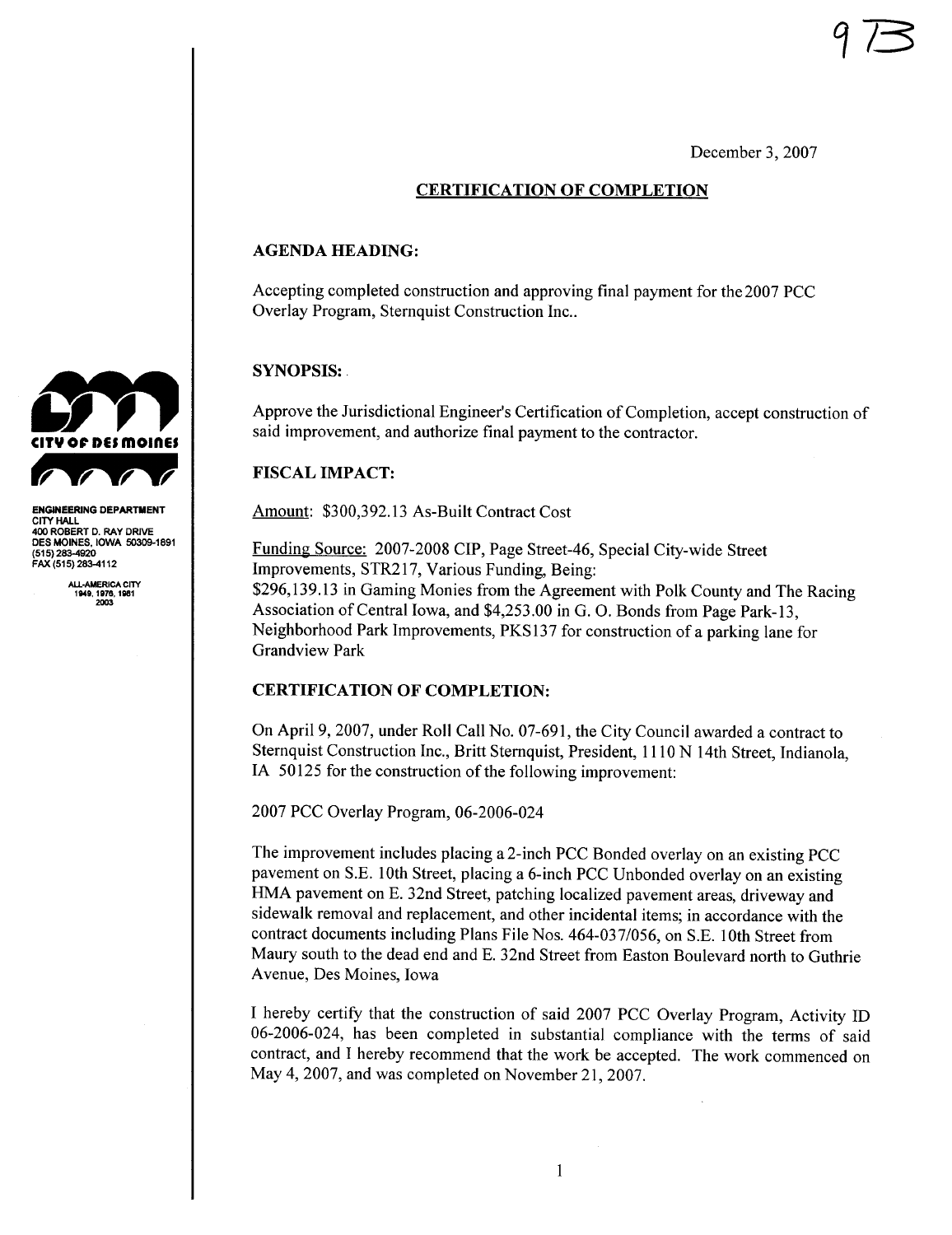9B

December 3, 2007

## CERTIFICATION OF COMPLETION

**ENGINEERING DEPARTMENT**
CITY HALL
400 ROBERT D. RAY DRIVE
DES MOINES, IOWA 50309-1891
(515) 283-4920
FAX (515) 283-4112

ALL-AMERICA CITY
1949, 1976, 1981
2003

### AGENDA HEADING:

Accepting completed construction and approving final payment for the 2007 PCC Overlay Program, Sternquist Construction Inc..

### SYNOPSIS:

Approve the Jurisdictional Engineer's Certification of Completion, accept construction of said improvement, and authorize final payment to the contractor.

### FISCAL IMPACT:

Amount: $300,392.13 As-Built Contract Cost

Funding Source: 2007-2008 CIP, Page Street-46, Special City-wide Street Improvements, STR217, Various Funding, Being:
$296,139.13 in Gaming Monies from the Agreement with Polk County and The Racing Association of Central Iowa, and $4,253.00 in G. O. Bonds from Page Park-13, Neighborhood Park Improvements, PKS137 for construction of a parking lane for Grandview Park

### CERTIFICATION OF COMPLETION:

On April 9, 2007, under Roll Call No. 07-691, the City Council awarded a contract to Sternquist Construction Inc., Britt Sternquist, President, 1110 N 14th Street, Indianola, IA 50125 for the construction of the following improvement:

2007 PCC Overlay Program, 06-2006-024

The improvement includes placing a 2-inch PCC Bonded overlay on an existing PCC pavement on S.E. 10th Street, placing a 6-inch PCC Unbonded overlay on an existing HMA pavement on E. 32nd Street, patching localized pavement areas, driveway and sidewalk removal and replacement, and other incidental items; in accordance with the contract documents including Plans File Nos. 464-037/056, on S.E. 10th Street from Maury south to the dead end and E. 32nd Street from Easton Boulevard north to Guthrie Avenue, Des Moines, Iowa

I hereby certify that the construction of said 2007 PCC Overlay Program, Activity ID 06-2006-024, has been completed in substantial compliance with the terms of said contract, and I hereby recommend that the work be accepted. The work commenced on May 4, 2007, and was completed on November 21, 2007.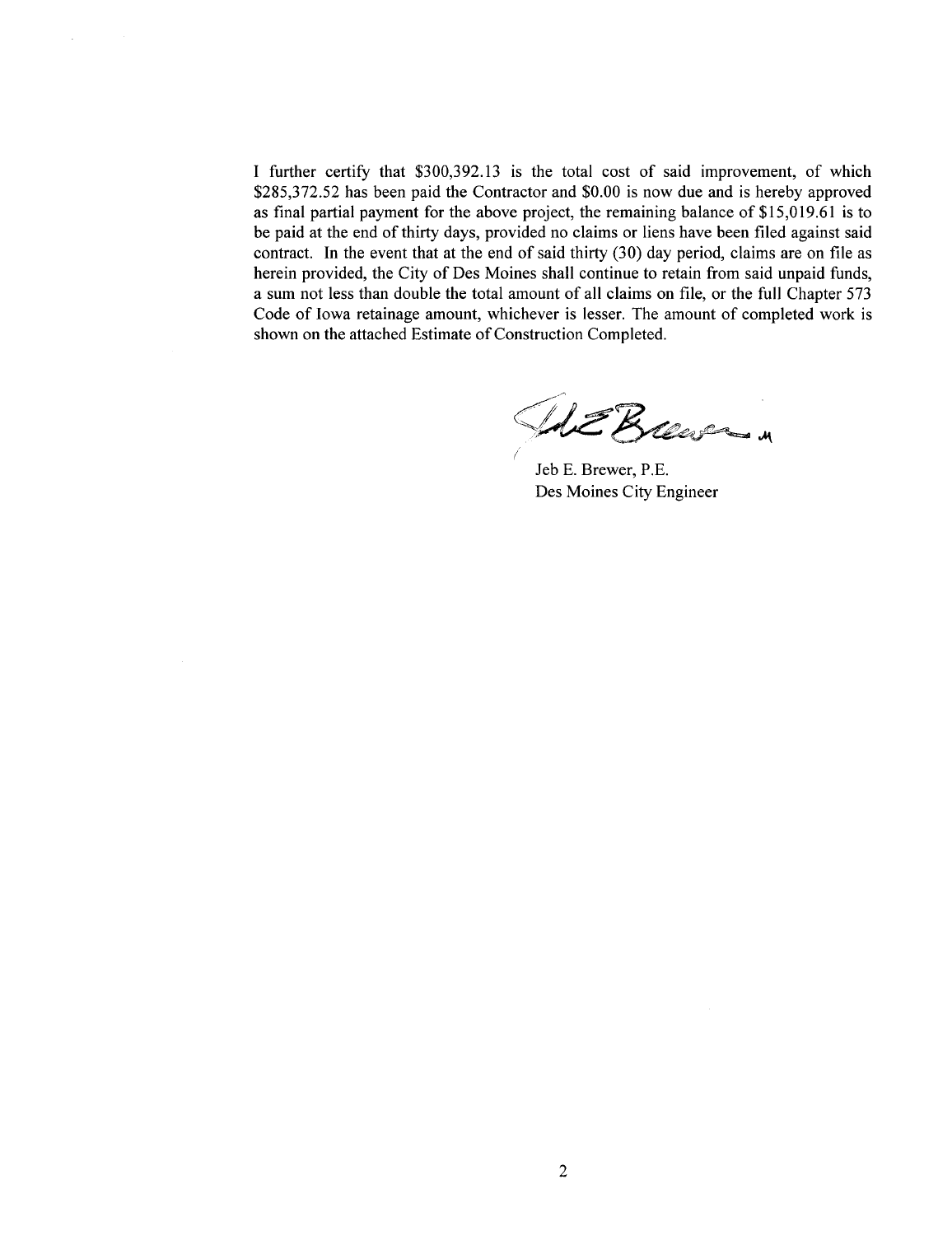I further certify that $300,392.13 is the total cost of said improvement, of which $285,372.52 has been paid the Contractor and $0.00 is now due and is hereby approved as final partial payment for the above project, the remaining balance of $15,019.61 is to be paid at the end of thirty days, provided no claims or liens have been filed against said contract. In the event that at the end of said thirty (30) day period, claims are on file as herein provided, the City of Des Moines shall continue to retain from said unpaid funds, a sum not less than double the total amount of all claims on file, or the full Chapter 573 Code of Iowa retainage amount, whichever is lesser. The amount of completed work is shown on the attached Estimate of Construction Completed.

Jeb E. Brewer, P.E.
Des Moines City Engineer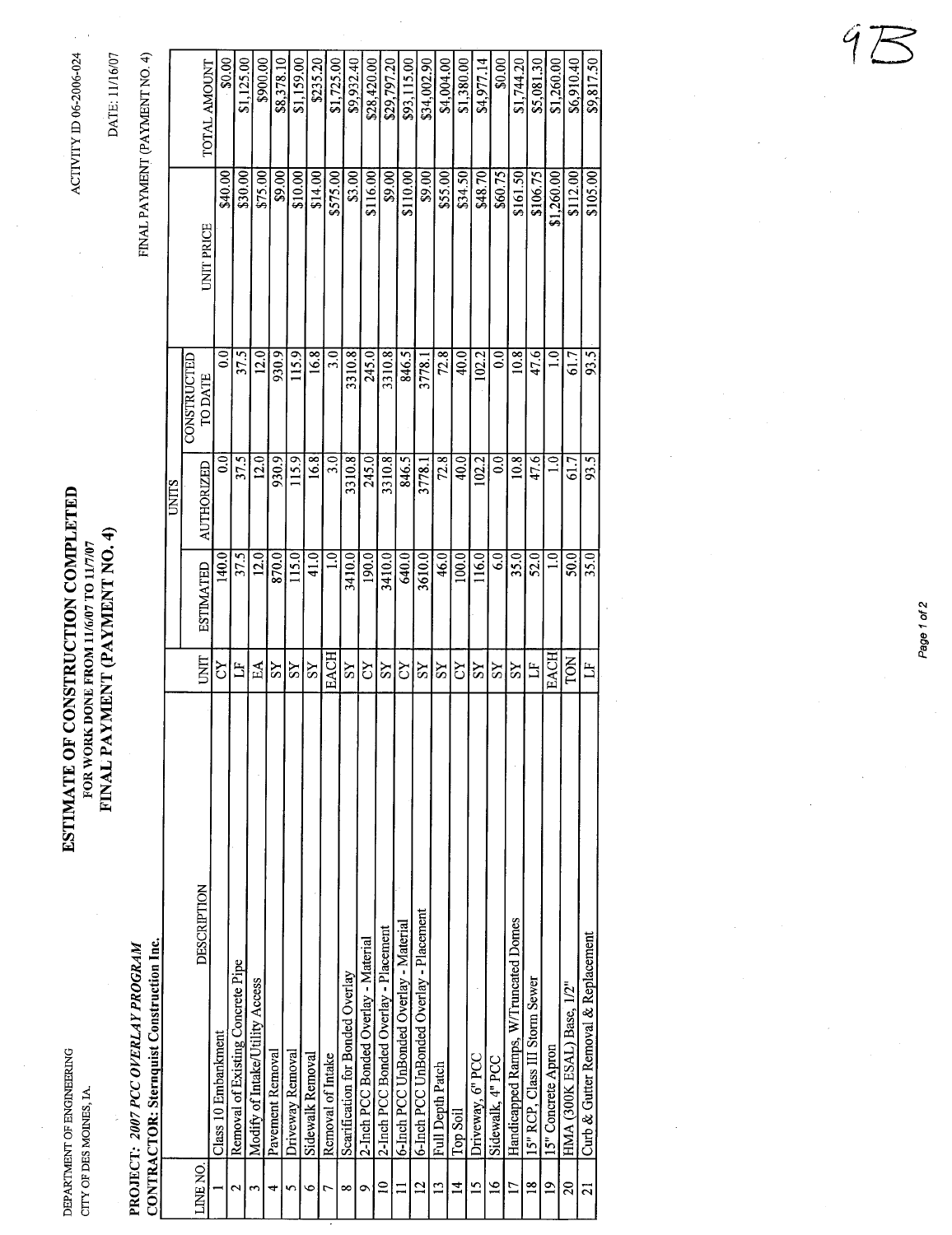DEPARTMENT OF ENGINEERING
CITY OF DES MOINES, IA.

ACTIVITY ID 06-2006-024

DATE: 11/16/07

9B

# ESTIMATE OF CONSTRUCTION COMPLETED

FOR WORK DONE FROM 11/6/07 TO 11/7/07

## FINAL PAYMENT (PAYMENT NO. 4)

**PROJECT: *2007 PCC OVERLAY PROGRAM***
**CONTRACTOR: Sternquist Construction Inc.**

FINAL PAYMENT (PAYMENT NO. 4)

| LINE NO. | DESCRIPTION | UNIT | UNITS | | | UNIT PRICE | TOTAL AMOUNT |
|---|---|---|---|---|---|---|---|
| | | | ESTIMATED | AUTHORIZED | CONSTRUCTED TO DATE | | |
| 1 | Class 10 Embankment | CY | 140.0 | 0.0 | 0.0 | $40.00 | $0.00 |
| 2 | Removal of Existing Concrete Pipe | LF | 37.5 | 37.5 | 37.5 | $30.00 | $1,125.00 |
| 3 | Modify of Intake/Utility Access | EA | 12.0 | 12.0 | 12.0 | $75.00 | $900.00 |
| 4 | Pavement Removal | SY | 870.0 | 930.9 | 930.9 | $9.00 | $8,378.10 |
| 5 | Driveway Removal | SY | 115.0 | 115.9 | 115.9 | $10.00 | $1,159.00 |
| 6 | Sidewalk Removal | SY | 41.0 | 16.8 | 16.8 | $14.00 | $235.20 |
| 7 | Removal of Intake | EACH | 1.0 | 3.0 | 3.0 | $575.00 | $1,725.00 |
| 8 | Scarification for Bonded Overlay | SY | 3410.0 | 3310.8 | 3310.8 | $3.00 | $9,932.40 |
| 9 | 2-Inch PCC Bonded Overlay - Material | CY | 190.0 | 245.0 | 245.0 | $116.00 | $28,420.00 |
| 10 | 2-Inch PCC Bonded Overlay - Placement | SY | 3410.0 | 3310.8 | 3310.8 | $9.00 | $29,797.20 |
| 11 | 6-Inch PCC UnBonded Overlay - Material | CY | 640.0 | 846.5 | 846.5 | $110.00 | $93,115.00 |
| 12 | 6-Inch PCC UnBonded Overlay - Placement | SY | 3610.0 | 3778.1 | 3778.1 | $9.00 | $34,002.90 |
| 13 | Full Depth Patch | SY | 46.0 | 72.8 | 72.8 | $55.00 | $4,004.00 |
| 14 | Top Soil | CY | 100.0 | 40.0 | 40.0 | $34.50 | $1,380.00 |
| 15 | Driveway, 6" PCC | SY | 116.0 | 102.2 | 102.2 | $48.70 | $4,977.14 |
| 16 | Sidewalk, 4" PCC | SY | 6.0 | 0.0 | 0.0 | $60.75 | $0.00 |
| 17 | Handicapped Ramps, W/Truncated Domes | SY | 35.0 | 10.8 | 10.8 | $161.50 | $1,744.20 |
| 18 | 15" RCP, Class III Storm Sewer | LF | 52.0 | 47.6 | 47.6 | $106.75 | $5,081.30 |
| 19 | 15" Concrete Apron | EACH | 1.0 | 1.0 | 1.0 | $1,260.00 | $1,260.00 |
| 20 | HMA (300K ESAL) Base, 1/2" | TON | 50.0 | 61.7 | 61.7 | $112.00 | $6,910.40 |
| 21 | Curb & Gutter Removal & Replacement | LF | 35.0 | 93.5 | 93.5 | $105.00 | $9,817.50 |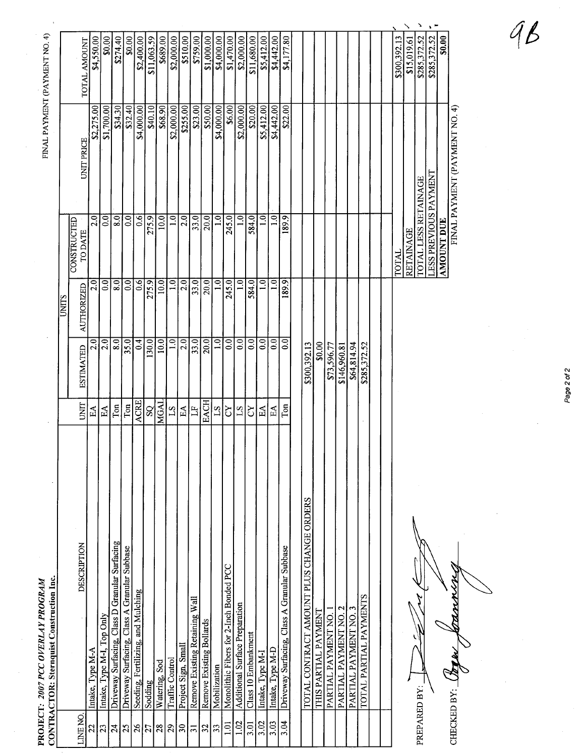**PROJECT: *2007 PCC OVERLAY PROGRAM***
**CONTRACTOR: Sternquist Construction Inc.**

FINAL PAYMENT (PAYMENT NO. 4)

| LINE NO. | DESCRIPTION | UNIT | UNITS ESTIMATED | UNITS AUTHORIZED | UNITS CONSTRUCTED TO DATE | UNIT PRICE | TOTAL AMOUNT |
|---|---|---|---|---|---|---|---|
| 22 | Intake, Type M-A | EA | 2.0 | 2.0 | 2.0 | $2,275.00 | $4,550.00 |
| 23 | Intake, Type M-I, Top Only | EA | 2.0 | 0.0 | 0.0 | $1,700.00 | $0.00 |
| 24 | Driveway Surfacing, Class D Granular Surfacing | Ton | 8.0 | 8.0 | 8.0 | $34.30 | $274.40 |
| 25 | Driveway Surfacing, Class A Granular Subbase | Ton | 35.0 | 0.0 | 0.0 | $32.40 | $0.00 |
| 26 | Seeding, Fertilizing, and Mulching | ACRE | 0.4 | 0.6 | 0.6 | $4,000.00 | $2,400.00 |
| 27 | Sodding | SQ | 130.0 | 275.9 | 275.9 | $40.10 | $11,063.59 |
| 28 | Watering, Sod | MGAL | 10.0 | 10.0 | 10.0 | $68.90 | $689.00 |
| 29 | Traffic Control | LS | 1.0 | 1.0 | 1.0 | $2,000.00 | $2,000.00 |
| 30 | Project Sign, Small | EA | 2.0 | 2.0 | 2.0 | $255.00 | $510.00 |
| 31 | Remove Existing Retaining Wall | LF | 33.0 | 33.0 | 33.0 | $23.00 | $759.00 |
| 32 | Remove Existing Bollards | EACH | 20.0 | 20.0 | 20.0 | $50.00 | $1,000.00 |
| 33 | Mobilization | LS | 1.0 | 1.0 | 1.0 | $4,000.00 | $4,000.00 |
| 1.01 | Monolithic Fibers for 2-Inch Bonded PCC | CY | 0.0 | 245.0 | 245.0 | $6.00 | $1,470.00 |
| 1.02 | Additional Surface Preparation | LS | 0.0 | 1.0 | 1.0 | $2,000.00 | $2,000.00 |
| 3.01 | Class 10 Embankment | CY | 0.0 | 584.0 | 584.0 | $20.00 | $11,680.00 |
| 3.02 | Intake, Type M-I | EA | 0.0 | 1.0 | 1.0 | $5,412.00 | $5,412.00 |
| 3.03 | Intake, Type M-D | EA | 0.0 | 1.0 | 1.0 | $4,442.00 | $4,442.00 |
| 3.04 | Driveway Surfacing, Class A Granular Subbase | Ton | 0.0 | 189.9 | 189.9 | $22.00 | $4,177.80 |
| | TOTAL CONTRACT AMOUNT PLUS CHANGE ORDERS | | $300,392.13 | | | | |
| | THIS PARTIAL PAYMENT | | $0.00 | | | | |
| | PARTIAL PAYMENT NO. 1 | | $73,596.77 | | | | |
| | PARTIAL PAYMENT NO. 2 | | $146,960.81 | | | | |
| | PARTIAL PAYMENT NO. 3 | | $64,814.94 | | | | |
| | TOTAL PARTIAL PAYMENTS | | $285,372.52 | | | | |
| | | | | | TOTAL | | $300,392.13 |
| | | | | | RETAINAGE | | $15,019.61 |
| | | | | | TOTAL LESS RETAINAGE | | $285,372.52 |
| | | | | | LESS PREVIOUS PAYMENT | | $285,372.52 |
| | | | | | **AMOUNT DUE** | | **$0.00** |

FINAL PAYMENT (PAYMENT NO. 4)

PREPARED BY: ____________

CHECKED BY: ____________

9B